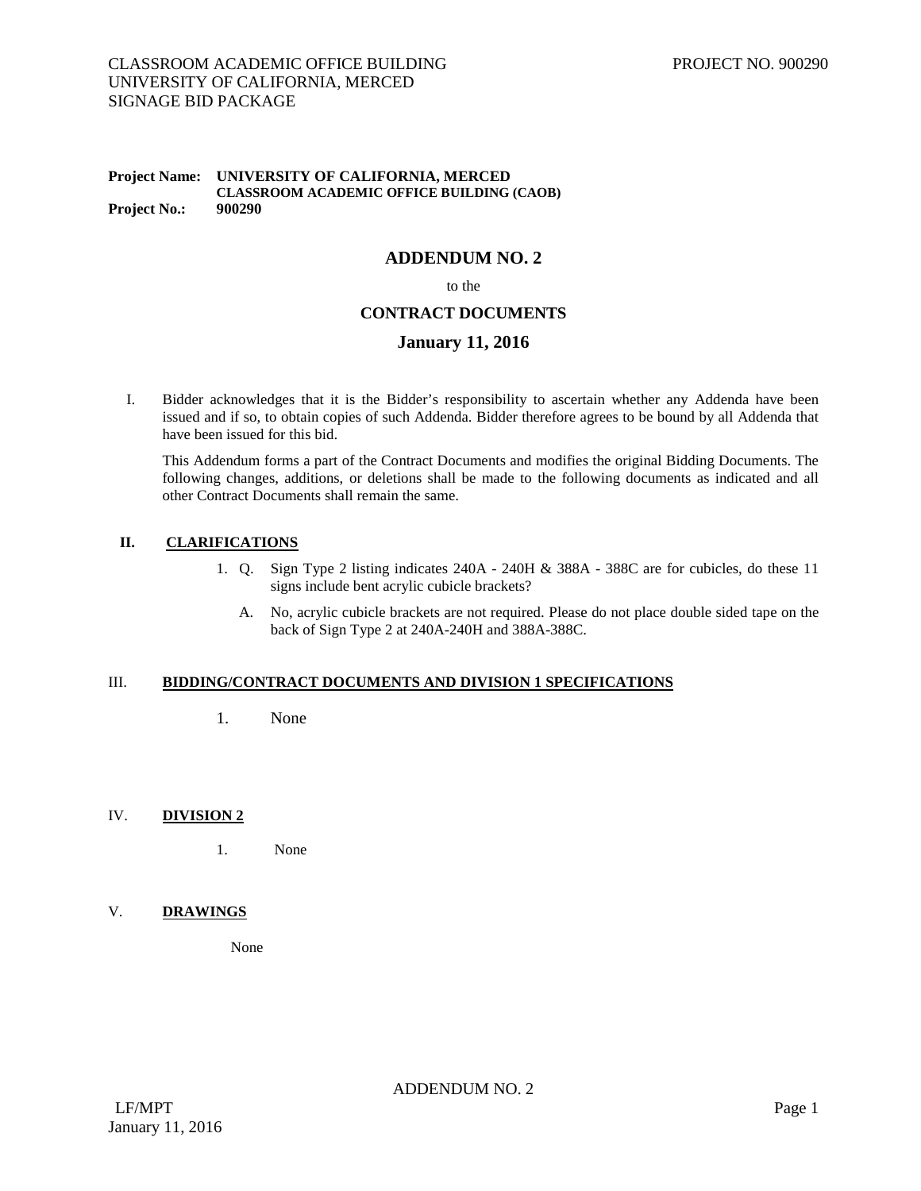**Project Name: UNIVERSITY OF CALIFORNIA, MERCED**
**CLASSROOM ACADEMIC OFFICE BUILDING (CAOB)**
**Project No.: 900290**

# ADDENDUM NO. 2

to the

## CONTRACT DOCUMENTS

## January 11, 2016

I. Bidder acknowledges that it is the Bidder's responsibility to ascertain whether any Addenda have been issued and if so, to obtain copies of such Addenda. Bidder therefore agrees to be bound by all Addenda that have been issued for this bid.

This Addendum forms a part of the Contract Documents and modifies the original Bidding Documents. The following changes, additions, or deletions shall be made to the following documents as indicated and all other Contract Documents shall remain the same.

## II. CLARIFICATIONS

1. Q. Sign Type 2 listing indicates 240A - 240H & 388A - 388C are for cubicles, do these 11 signs include bent acrylic cubicle brackets?

   A. No, acrylic cubicle brackets are not required. Please do not place double sided tape on the back of Sign Type 2 at 240A-240H and 388A-388C.

## III. BIDDING/CONTRACT DOCUMENTS AND DIVISION 1 SPECIFICATIONS

1. None

## IV. DIVISION 2

1. None

## V. DRAWINGS

None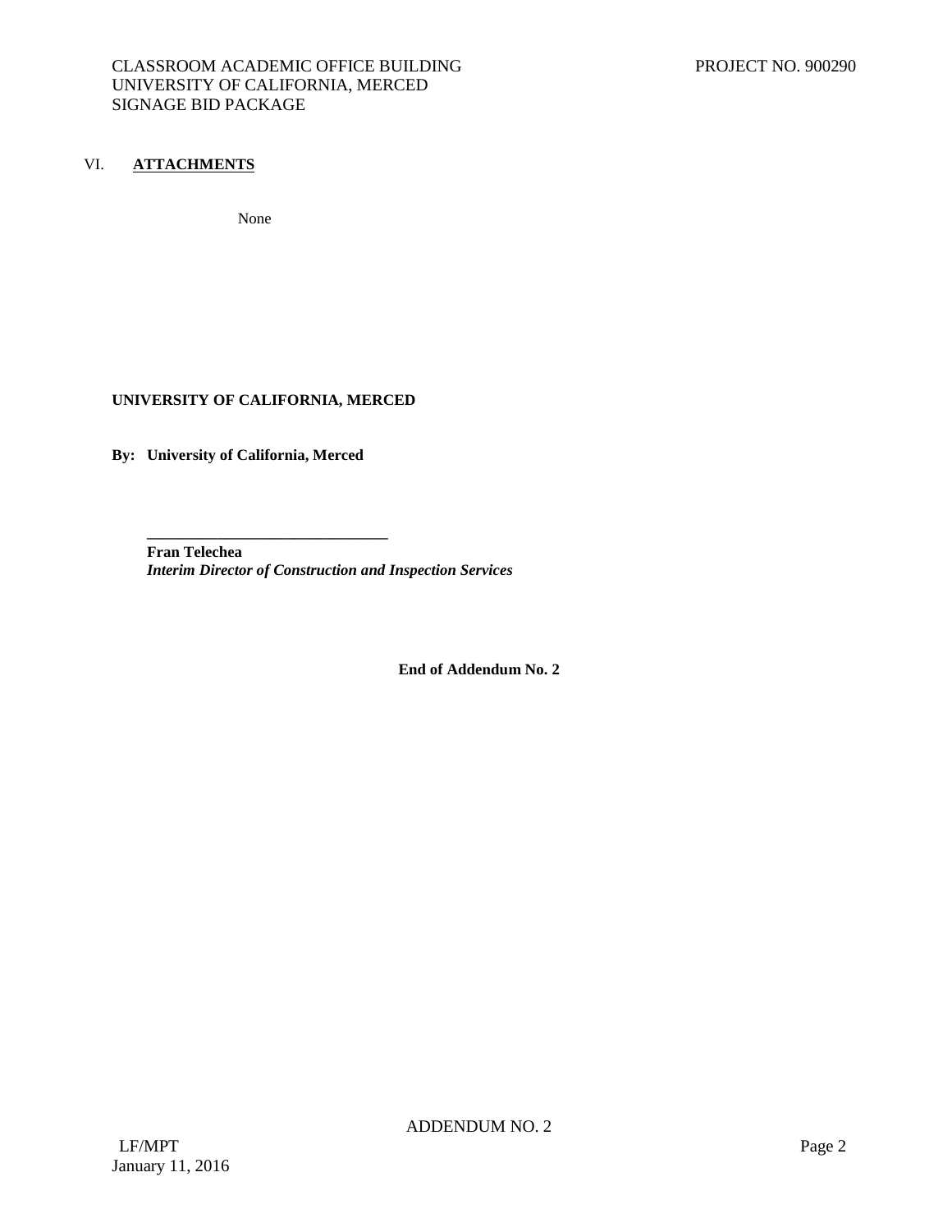## VI. **ATTACHMENTS**

None

**UNIVERSITY OF CALIFORNIA, MERCED**

**By: University of California, Merced**

\_\_\_\_\_\_\_\_\_\_\_\_\_\_\_\_\_\_\_\_\_\_\_\_\_\_\_\_\_\_\_

**Fran Telechea**
***Interim Director of Construction and Inspection Services***

**End of Addendum No. 2**